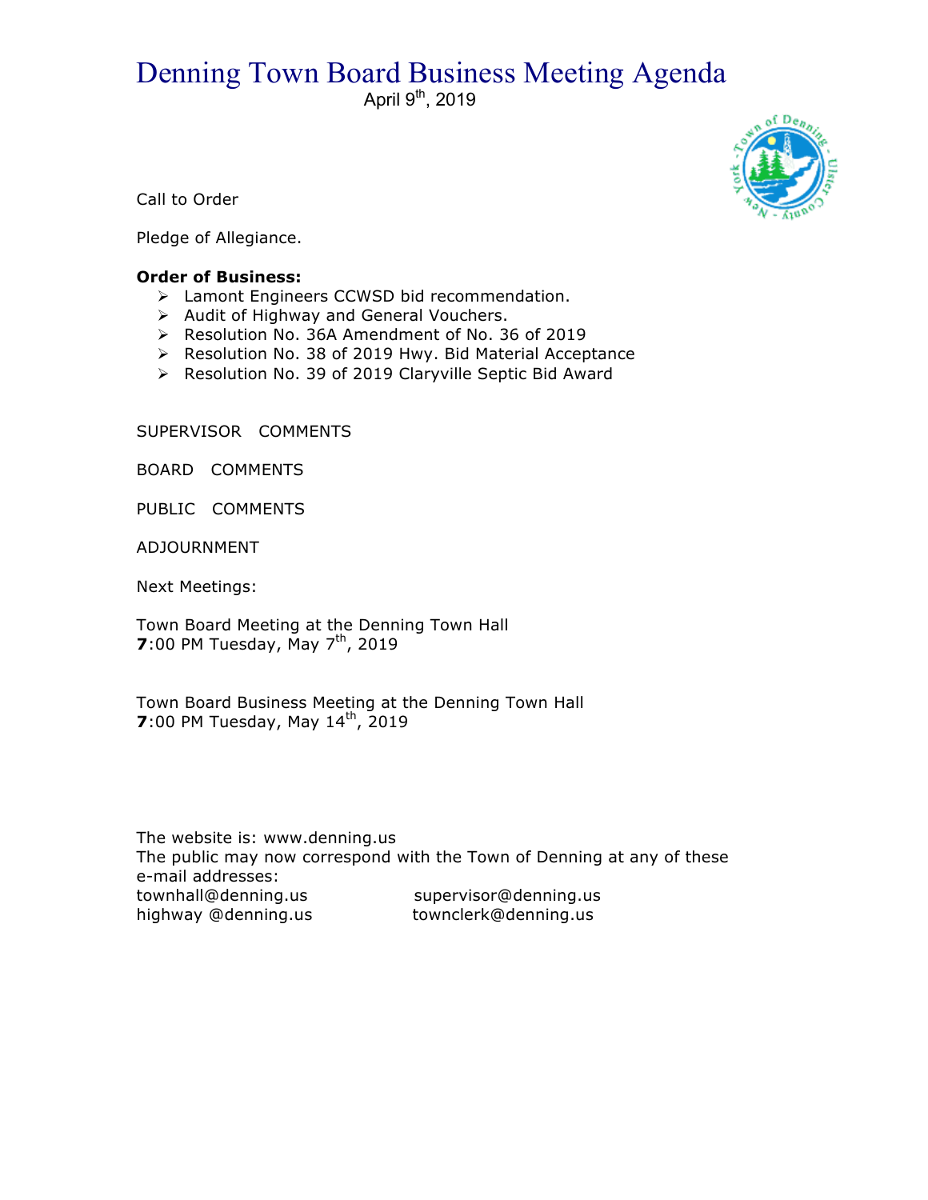# Denning Town Board Business Meeting Agenda

April 9th, 2019

Call to Order

Pledge of Allegiance.

**Order of Business:**

- Lamont Engineers CCWSD bid recommendation.
- Audit of Highway and General Vouchers.
- Resolution No. 36A Amendment of No. 36 of 2019
- Resolution No. 38 of 2019 Hwy. Bid Material Acceptance
- Resolution No. 39 of 2019 Claryville Septic Bid Award

SUPERVISOR COMMENTS

BOARD COMMENTS

PUBLIC COMMENTS

ADJOURNMENT

Next Meetings:

Town Board Meeting at the Denning Town Hall
**7**:00 PM Tuesday, May 7th, 2019

Town Board Business Meeting at the Denning Town Hall
**7**:00 PM Tuesday, May 14th, 2019

The website is: www.denning.us
The public may now correspond with the Town of Denning at any of these e-mail addresses:

townhall@denning.us supervisor@denning.us
highway @denning.us townclerk@denning.us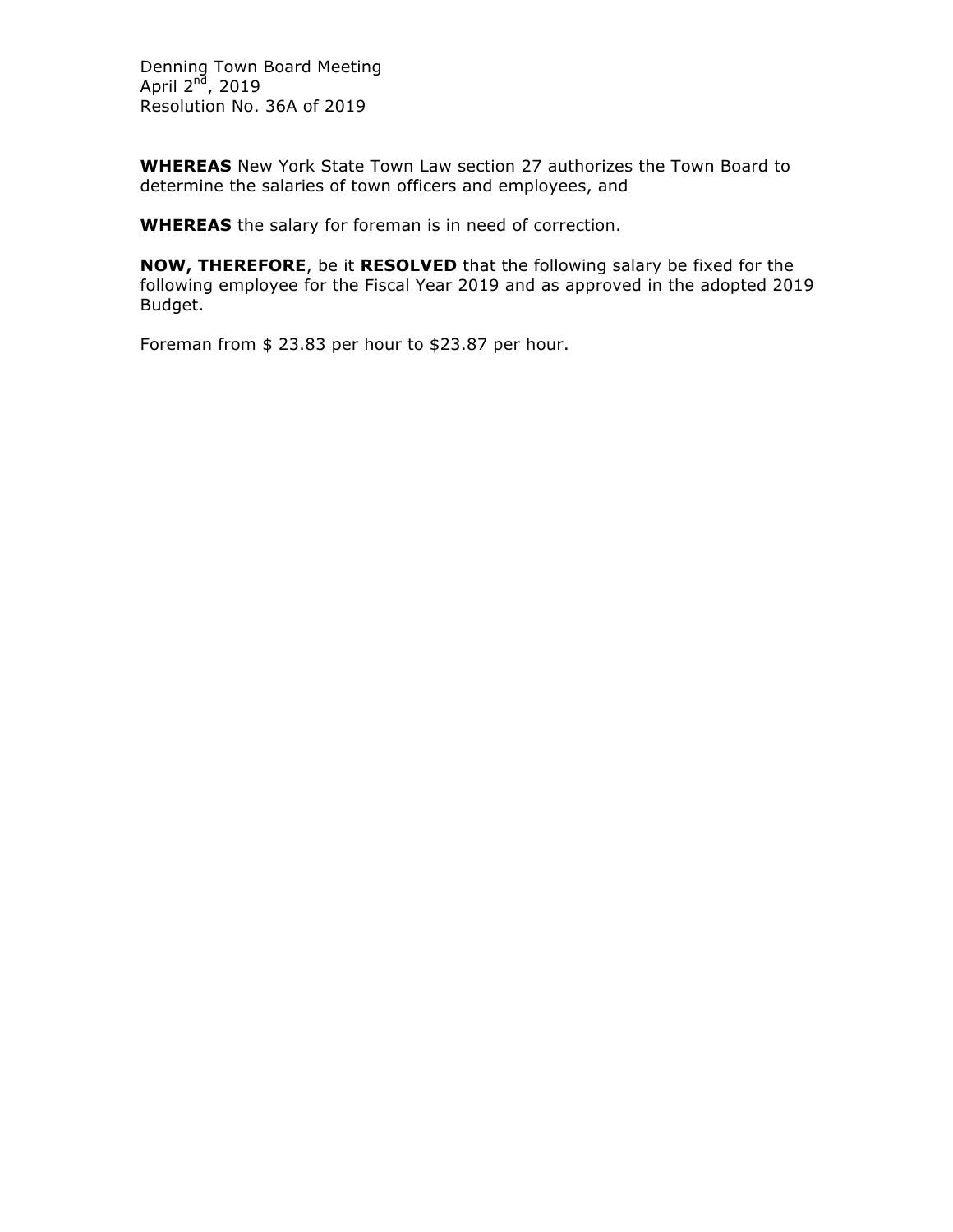Denning Town Board Meeting
April 2nd, 2019
Resolution No. 36A of 2019

**WHEREAS** New York State Town Law section 27 authorizes the Town Board to determine the salaries of town officers and employees, and

**WHEREAS** the salary for foreman is in need of correction.

**NOW, THEREFORE**, be it **RESOLVED** that the following salary be fixed for the following employee for the Fiscal Year 2019 and as approved in the adopted 2019 Budget.

Foreman from $ 23.83 per hour to $23.87 per hour.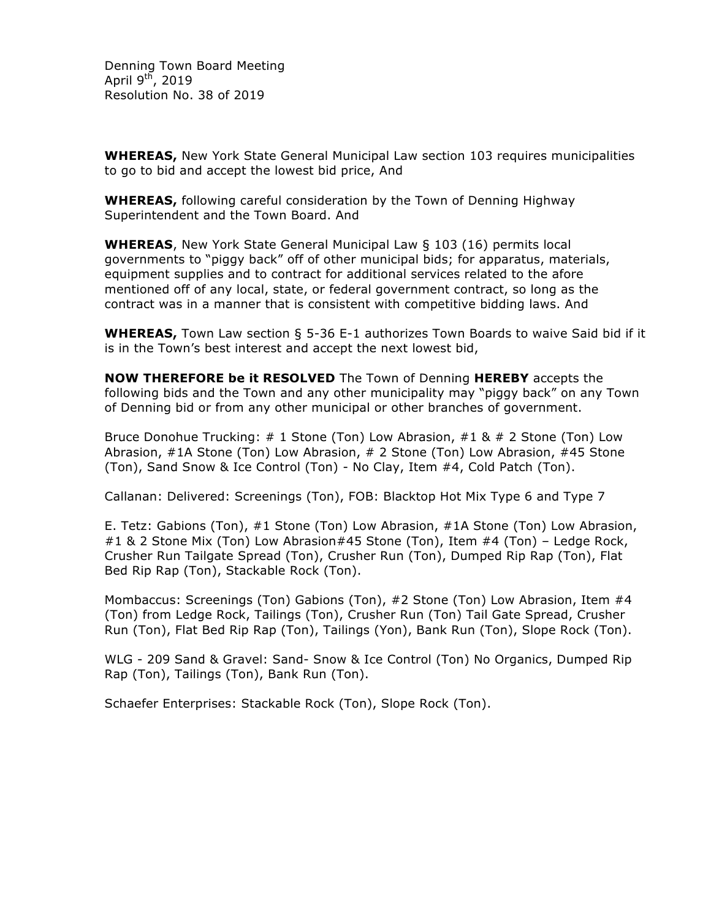Denning Town Board Meeting
April 9th, 2019
Resolution No. 38 of 2019

**WHEREAS,** New York State General Municipal Law section 103 requires municipalities to go to bid and accept the lowest bid price, And

**WHEREAS,** following careful consideration by the Town of Denning Highway Superintendent and the Town Board. And

**WHEREAS**, New York State General Municipal Law § 103 (16) permits local governments to "piggy back" off of other municipal bids; for apparatus, materials, equipment supplies and to contract for additional services related to the afore mentioned off of any local, state, or federal government contract, so long as the contract was in a manner that is consistent with competitive bidding laws. And

**WHEREAS,** Town Law section § 5-36 E-1 authorizes Town Boards to waive Said bid if it is in the Town's best interest and accept the next lowest bid,

**NOW THEREFORE be it RESOLVED** The Town of Denning **HEREBY** accepts the following bids and the Town and any other municipality may "piggy back" on any Town of Denning bid or from any other municipal or other branches of government.

Bruce Donohue Trucking: # 1 Stone (Ton) Low Abrasion, #1 & # 2 Stone (Ton) Low Abrasion, #1A Stone (Ton) Low Abrasion, # 2 Stone (Ton) Low Abrasion, #45 Stone (Ton), Sand Snow & Ice Control (Ton) - No Clay, Item #4, Cold Patch (Ton).

Callanan: Delivered: Screenings (Ton), FOB: Blacktop Hot Mix Type 6 and Type 7

E. Tetz: Gabions (Ton), #1 Stone (Ton) Low Abrasion, #1A Stone (Ton) Low Abrasion, #1 & 2 Stone Mix (Ton) Low Abrasion#45 Stone (Ton), Item #4 (Ton) – Ledge Rock, Crusher Run Tailgate Spread (Ton), Crusher Run (Ton), Dumped Rip Rap (Ton), Flat Bed Rip Rap (Ton), Stackable Rock (Ton).

Mombaccus: Screenings (Ton) Gabions (Ton), #2 Stone (Ton) Low Abrasion, Item #4 (Ton) from Ledge Rock, Tailings (Ton), Crusher Run (Ton) Tail Gate Spread, Crusher Run (Ton), Flat Bed Rip Rap (Ton), Tailings (Yon), Bank Run (Ton), Slope Rock (Ton).

WLG - 209 Sand & Gravel: Sand- Snow & Ice Control (Ton) No Organics, Dumped Rip Rap (Ton), Tailings (Ton), Bank Run (Ton).

Schaefer Enterprises: Stackable Rock (Ton), Slope Rock (Ton).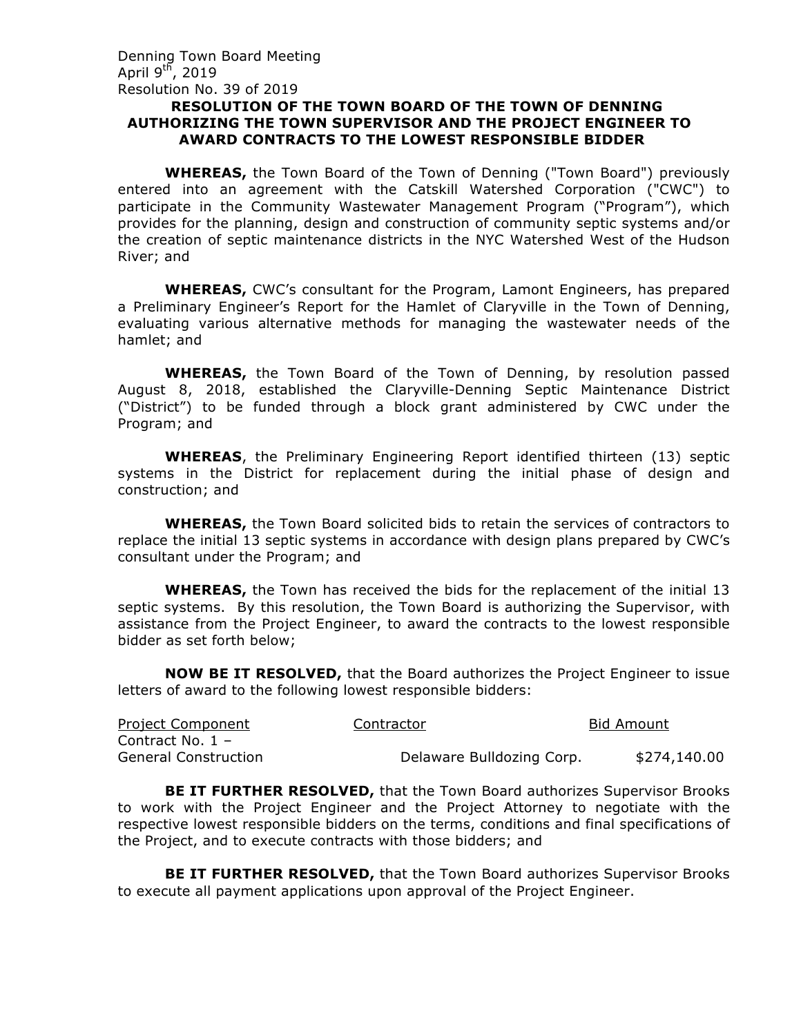Denning Town Board Meeting
April 9th, 2019
Resolution No. 39 of 2019

## RESOLUTION OF THE TOWN BOARD OF THE TOWN OF DENNING AUTHORIZING THE TOWN SUPERVISOR AND THE PROJECT ENGINEER TO AWARD CONTRACTS TO THE LOWEST RESPONSIBLE BIDDER

**WHEREAS,** the Town Board of the Town of Denning ("Town Board") previously entered into an agreement with the Catskill Watershed Corporation ("CWC") to participate in the Community Wastewater Management Program ("Program"), which provides for the planning, design and construction of community septic systems and/or the creation of septic maintenance districts in the NYC Watershed West of the Hudson River; and

**WHEREAS,** CWC's consultant for the Program, Lamont Engineers, has prepared a Preliminary Engineer's Report for the Hamlet of Claryville in the Town of Denning, evaluating various alternative methods for managing the wastewater needs of the hamlet; and

**WHEREAS,** the Town Board of the Town of Denning, by resolution passed August 8, 2018, established the Claryville-Denning Septic Maintenance District ("District") to be funded through a block grant administered by CWC under the Program; and

**WHEREAS**, the Preliminary Engineering Report identified thirteen (13) septic systems in the District for replacement during the initial phase of design and construction; and

**WHEREAS,** the Town Board solicited bids to retain the services of contractors to replace the initial 13 septic systems in accordance with design plans prepared by CWC's consultant under the Program; and

**WHEREAS,** the Town has received the bids for the replacement of the initial 13 septic systems. By this resolution, the Town Board is authorizing the Supervisor, with assistance from the Project Engineer, to award the contracts to the lowest responsible bidder as set forth below;

**NOW BE IT RESOLVED,** that the Board authorizes the Project Engineer to issue letters of award to the following lowest responsible bidders:

| Project Component | Contractor | Bid Amount |
|---|---|---|
| Contract No. 1 – General Construction | Delaware Bulldozing Corp. | $274,140.00 |

**BE IT FURTHER RESOLVED,** that the Town Board authorizes Supervisor Brooks to work with the Project Engineer and the Project Attorney to negotiate with the respective lowest responsible bidders on the terms, conditions and final specifications of the Project, and to execute contracts with those bidders; and

**BE IT FURTHER RESOLVED,** that the Town Board authorizes Supervisor Brooks to execute all payment applications upon approval of the Project Engineer.